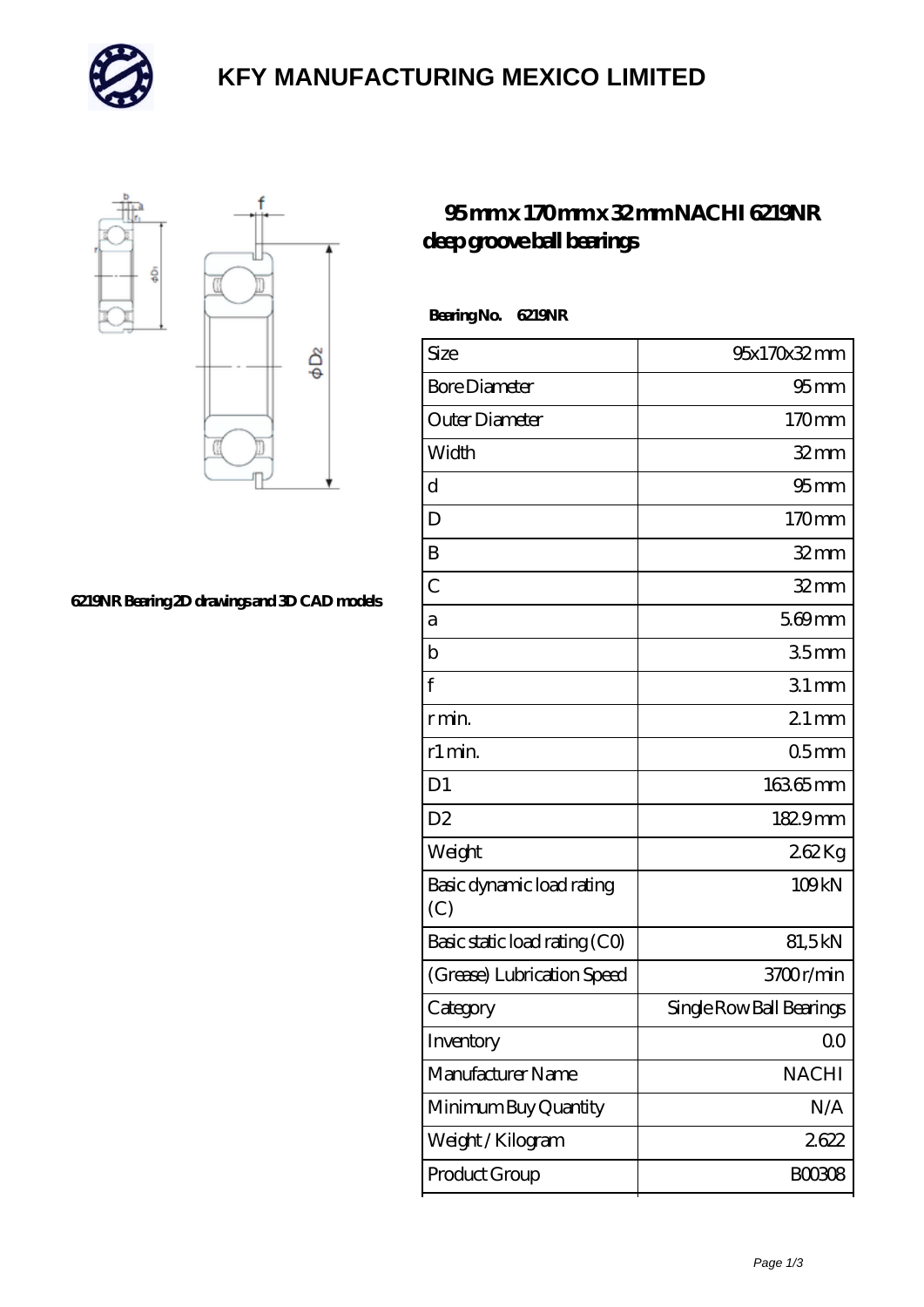# KFY MANUFACTURING MEXICO LIMITED

6219NR Bearing 2D drawings and 3D CAD models

## 95 mm x 170 mm x 32 mm NACHI 6219NR deep groove ball bearings

**Bearing No. 6219NR**

| | |
|---|---|
| Size | 95x170x32 mm |
| Bore Diameter | 95 mm |
| Outer Diameter | 170 mm |
| Width | 32 mm |
| d | 95 mm |
| D | 170 mm |
| B | 32 mm |
| C | 32 mm |
| a | 5.69 mm |
| b | 3.5 mm |
| f | 3.1 mm |
| r min. | 2.1 mm |
| r1 min. | 0.5 mm |
| D1 | 163.65 mm |
| D2 | 182.9 mm |
| Weight | 2.62 Kg |
| Basic dynamic load rating (C) | 109 kN |
| Basic static load rating (C0) | 81,5 kN |
| (Grease) Lubrication Speed | 3700 r/min |
| Category | Single Row Ball Bearings |
| Inventory | 0.0 |
| Manufacturer Name | NACHI |
| Minimum Buy Quantity | N/A |
| Weight / Kilogram | 2.622 |
| Product Group | B00308 |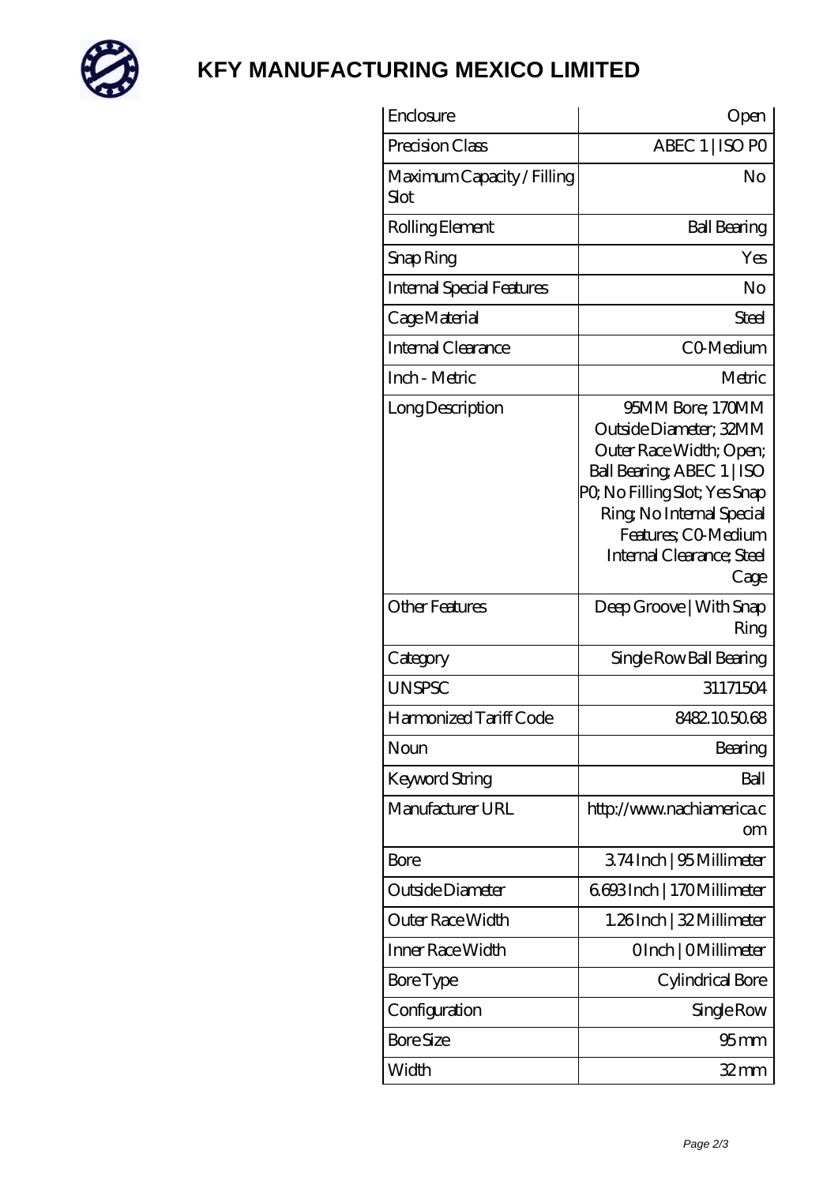# KFY MANUFACTURING MEXICO LIMITED

| | |
|---|---|
| Enclosure | Open |
| Precision Class | ABEC 1 \| ISO P0 |
| Maximum Capacity / Filling Slot | No |
| Rolling Element | Ball Bearing |
| Snap Ring | Yes |
| Internal Special Features | No |
| Cage Material | Steel |
| Internal Clearance | C0-Medium |
| Inch - Metric | Metric |
| Long Description | 95MM Bore; 170MM Outside Diameter; 32MM Outer Race Width; Open; Ball Bearing; ABEC 1 \| ISO P0; No Filling Slot; Yes Snap Ring; No Internal Special Features; C0-Medium Internal Clearance; Steel Cage |
| Other Features | Deep Groove \| With Snap Ring |
| Category | Single Row Ball Bearing |
| UNSPSC | 31171504 |
| Harmonized Tariff Code | 8482.10.50.68 |
| Noun | Bearing |
| Keyword String | Ball |
| Manufacturer URL | http://www.nachiamerica.com |
| Bore | 3.74 Inch \| 95 Millimeter |
| Outside Diameter | 6.693 Inch \| 170 Millimeter |
| Outer Race Width | 1.26 Inch \| 32 Millimeter |
| Inner Race Width | 0 Inch \| 0 Millimeter |
| Bore Type | Cylindrical Bore |
| Configuration | Single Row |
| Bore Size | 95 mm |
| Width | 32 mm |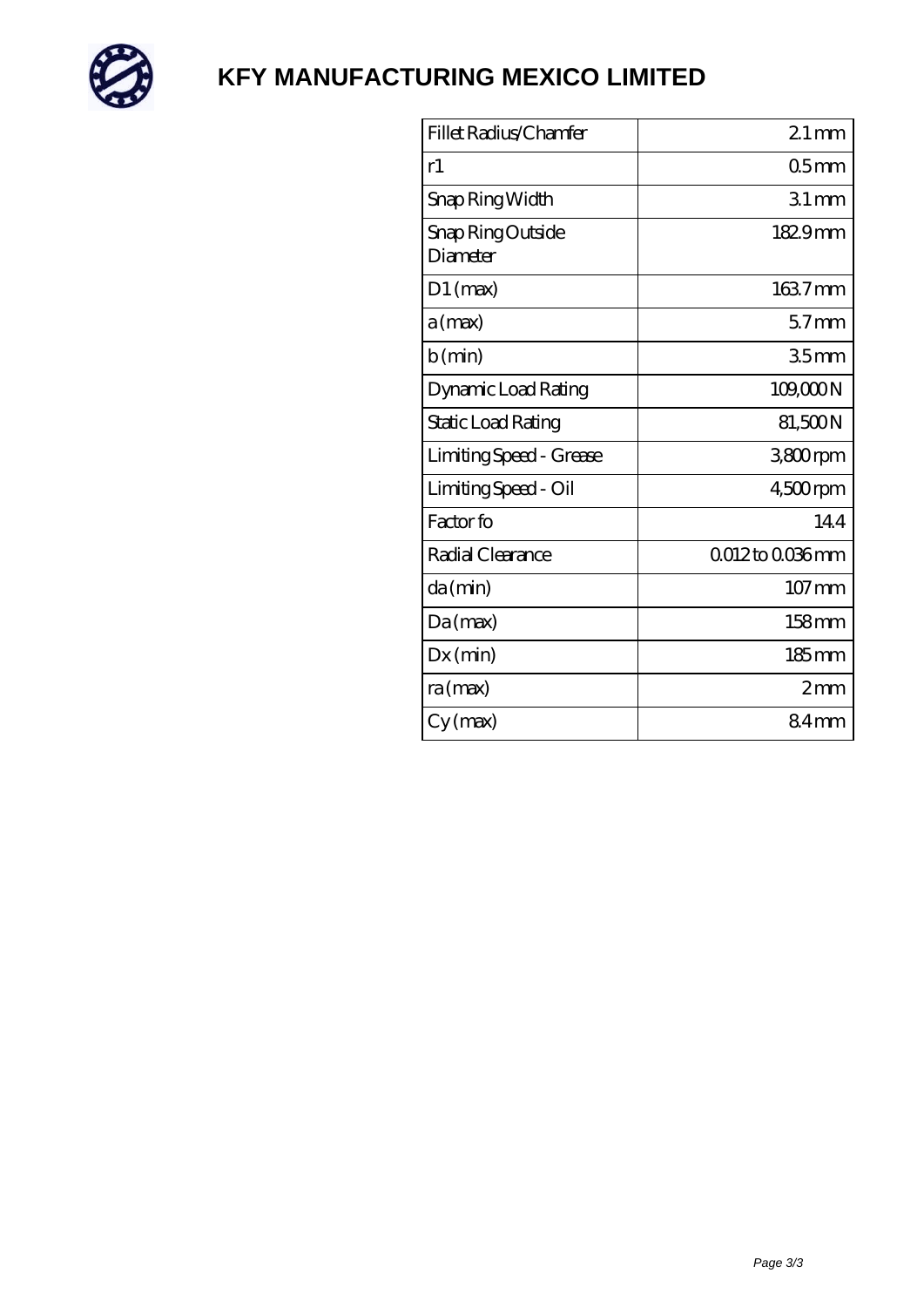# KFY MANUFACTURING MEXICO LIMITED

| | |
|---|---|
| Fillet Radius/Chamfer | 2.1 mm |
| r1 | 0.5 mm |
| Snap Ring Width | 3.1 mm |
| Snap Ring Outside Diameter | 182.9 mm |
| D1 (max) | 163.7 mm |
| a (max) | 5.7 mm |
| b (min) | 3.5 mm |
| Dynamic Load Rating | 109,000 N |
| Static Load Rating | 81,500 N |
| Limiting Speed - Grease | 3,800 rpm |
| Limiting Speed - Oil | 4,500 rpm |
| Factor fo | 14.4 |
| Radial Clearance | 0.012 to 0.036 mm |
| da (min) | 107 mm |
| Da (max) | 158 mm |
| Dx (min) | 185 mm |
| ra (max) | 2 mm |
| Cy (max) | 8.4 mm |